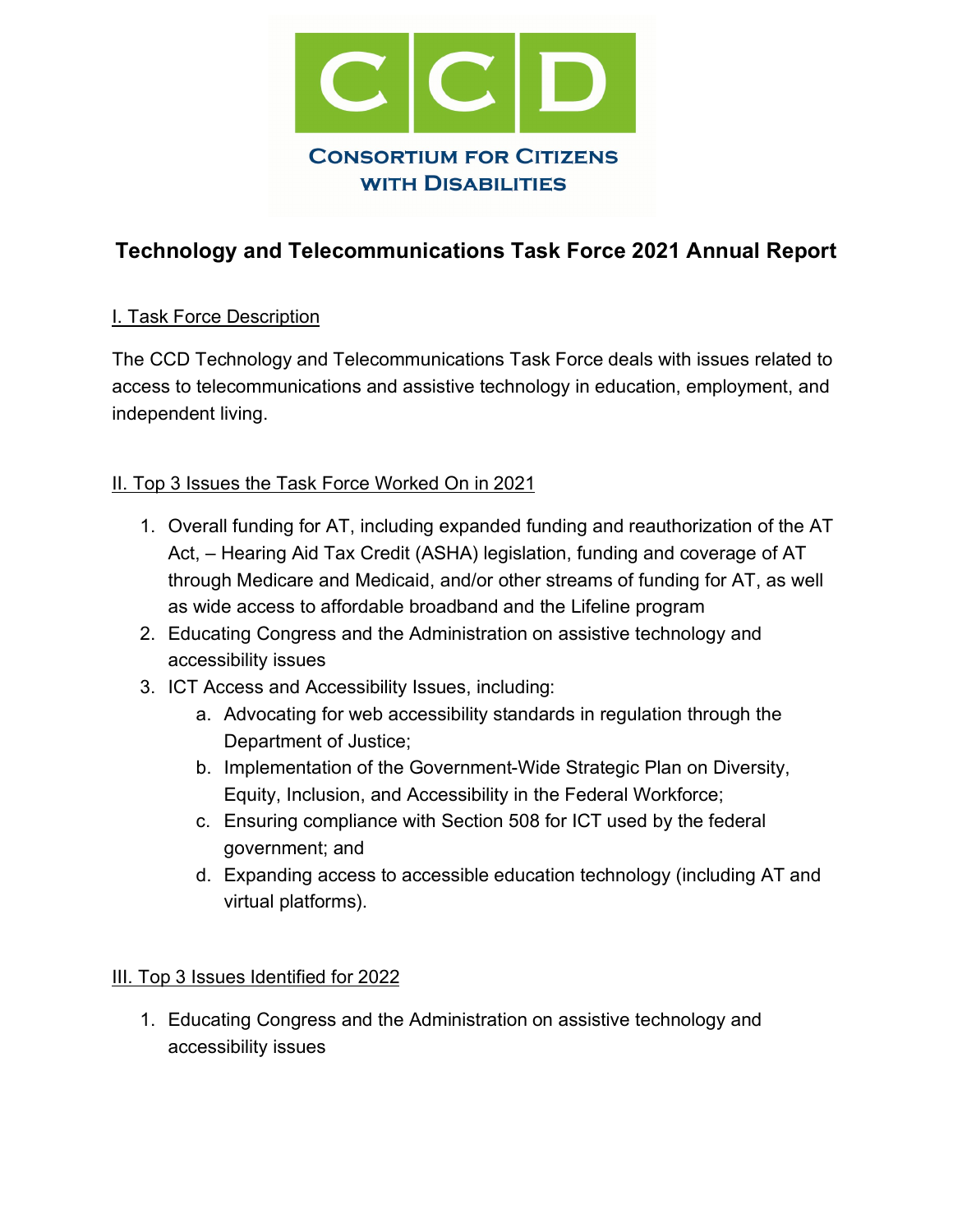CCD

CONSORTIUM FOR CITIZENS WITH DISABILITIES

# Technology and Telecommunications Task Force 2021 Annual Report

## I. Task Force Description

The CCD Technology and Telecommunications Task Force deals with issues related to access to telecommunications and assistive technology in education, employment, and independent living.

## II. Top 3 Issues the Task Force Worked On in 2021

1. Overall funding for AT, including expanded funding and reauthorization of the AT Act, – Hearing Aid Tax Credit (ASHA) legislation, funding and coverage of AT through Medicare and Medicaid, and/or other streams of funding for AT, as well as wide access to affordable broadband and the Lifeline program
2. Educating Congress and the Administration on assistive technology and accessibility issues
3. ICT Access and Accessibility Issues, including:
   a. Advocating for web accessibility standards in regulation through the Department of Justice;
   b. Implementation of the Government-Wide Strategic Plan on Diversity, Equity, Inclusion, and Accessibility in the Federal Workforce;
   c. Ensuring compliance with Section 508 for ICT used by the federal government; and
   d. Expanding access to accessible education technology (including AT and virtual platforms).

## III. Top 3 Issues Identified for 2022

1. Educating Congress and the Administration on assistive technology and accessibility issues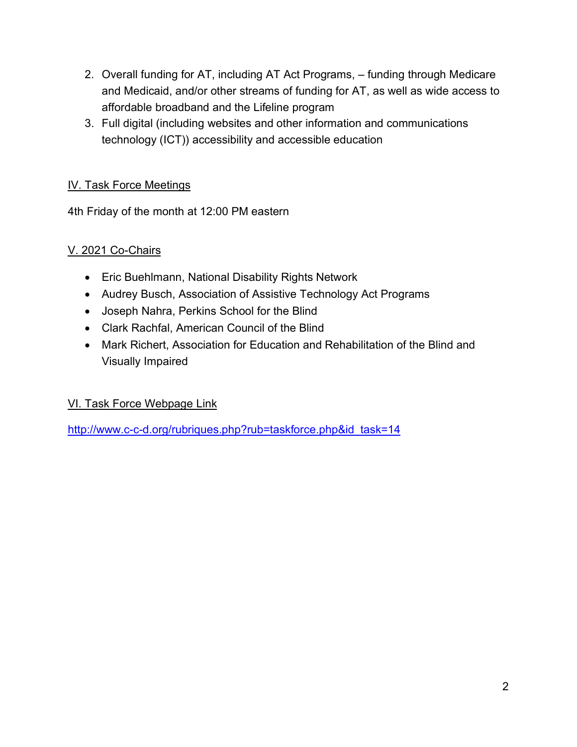2. Overall funding for AT, including AT Act Programs, – funding through Medicare and Medicaid, and/or other streams of funding for AT, as well as wide access to affordable broadband and the Lifeline program
3. Full digital (including websites and other information and communications technology (ICT)) accessibility and accessible education

## IV. Task Force Meetings

4th Friday of the month at 12:00 PM eastern

## V. 2021 Co-Chairs

- Eric Buehlmann, National Disability Rights Network
- Audrey Busch, Association of Assistive Technology Act Programs
- Joseph Nahra, Perkins School for the Blind
- Clark Rachfal, American Council of the Blind
- Mark Richert, Association for Education and Rehabilitation of the Blind and Visually Impaired

## VI. Task Force Webpage Link

http://www.c-c-d.org/rubriques.php?rub=taskforce.php&id_task=14